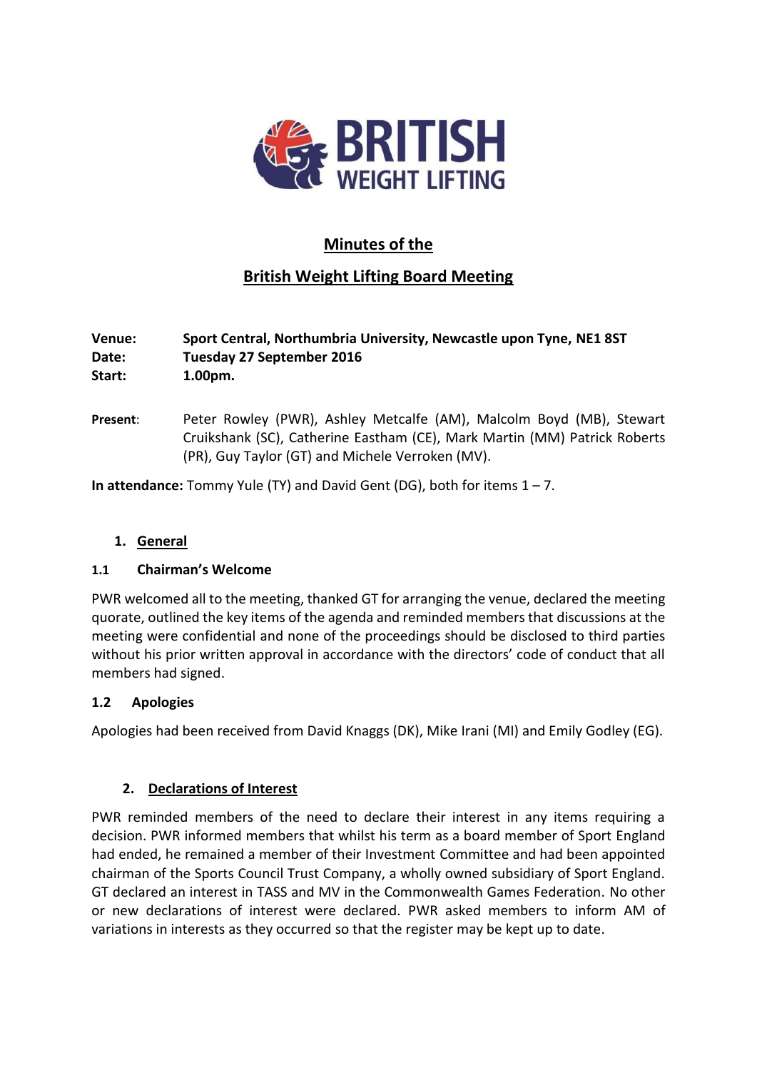**BRITISH WEIGHT LIFTING**

# Minutes of the

# British Weight Lifting Board Meeting

**Venue:** **Sport Central, Northumbria University, Newcastle upon Tyne, NE1 8ST**
**Date:** **Tuesday 27 September 2016**
**Start:** **1.00pm.**

**Present**: Peter Rowley (PWR), Ashley Metcalfe (AM), Malcolm Boyd (MB), Stewart Cruikshank (SC), Catherine Eastham (CE), Mark Martin (MM) Patrick Roberts (PR), Guy Taylor (GT) and Michele Verroken (MV).

**In attendance:** Tommy Yule (TY) and David Gent (DG), both for items 1 – 7.

## 1. General

### 1.1 Chairman's Welcome

PWR welcomed all to the meeting, thanked GT for arranging the venue, declared the meeting quorate, outlined the key items of the agenda and reminded members that discussions at the meeting were confidential and none of the proceedings should be disclosed to third parties without his prior written approval in accordance with the directors' code of conduct that all members had signed.

### 1.2 Apologies

Apologies had been received from David Knaggs (DK), Mike Irani (MI) and Emily Godley (EG).

## 2. Declarations of Interest

PWR reminded members of the need to declare their interest in any items requiring a decision. PWR informed members that whilst his term as a board member of Sport England had ended, he remained a member of their Investment Committee and had been appointed chairman of the Sports Council Trust Company, a wholly owned subsidiary of Sport England. GT declared an interest in TASS and MV in the Commonwealth Games Federation. No other or new declarations of interest were declared. PWR asked members to inform AM of variations in interests as they occurred so that the register may be kept up to date.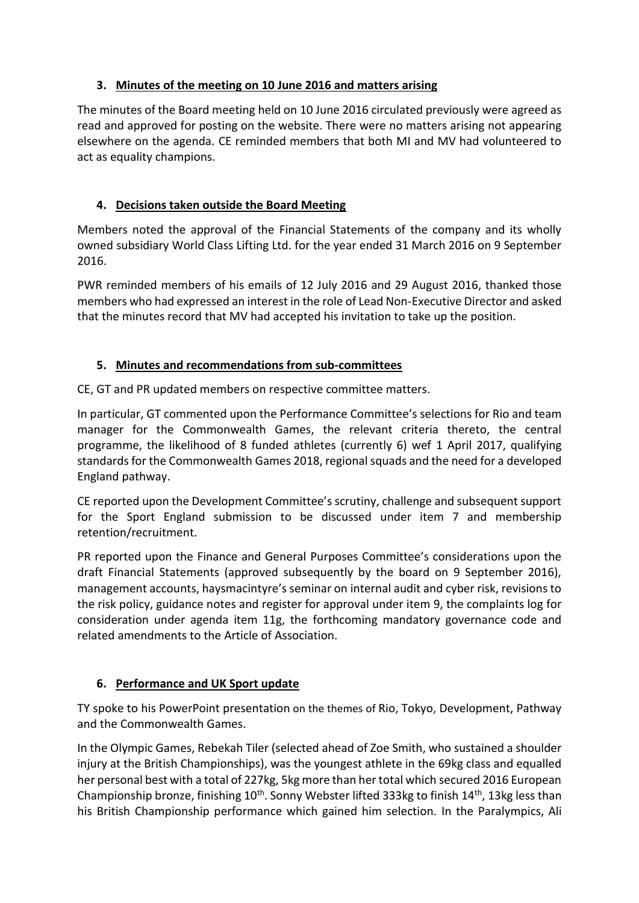## 3. Minutes of the meeting on 10 June 2016 and matters arising

The minutes of the Board meeting held on 10 June 2016 circulated previously were agreed as read and approved for posting on the website. There were no matters arising not appearing elsewhere on the agenda. CE reminded members that both MI and MV had volunteered to act as equality champions.

## 4. Decisions taken outside the Board Meeting

Members noted the approval of the Financial Statements of the company and its wholly owned subsidiary World Class Lifting Ltd. for the year ended 31 March 2016 on 9 September 2016.

PWR reminded members of his emails of 12 July 2016 and 29 August 2016, thanked those members who had expressed an interest in the role of Lead Non-Executive Director and asked that the minutes record that MV had accepted his invitation to take up the position.

## 5. Minutes and recommendations from sub-committees

CE, GT and PR updated members on respective committee matters.

In particular, GT commented upon the Performance Committee's selections for Rio and team manager for the Commonwealth Games, the relevant criteria thereto, the central programme, the likelihood of 8 funded athletes (currently 6) wef 1 April 2017, qualifying standards for the Commonwealth Games 2018, regional squads and the need for a developed England pathway.

CE reported upon the Development Committee's scrutiny, challenge and subsequent support for the Sport England submission to be discussed under item 7 and membership retention/recruitment.

PR reported upon the Finance and General Purposes Committee's considerations upon the draft Financial Statements (approved subsequently by the board on 9 September 2016), management accounts, haysmacintyre's seminar on internal audit and cyber risk, revisions to the risk policy, guidance notes and register for approval under item 9, the complaints log for consideration under agenda item 11g, the forthcoming mandatory governance code and related amendments to the Article of Association.

## 6. Performance and UK Sport update

TY spoke to his PowerPoint presentation on the themes of Rio, Tokyo, Development, Pathway and the Commonwealth Games.

In the Olympic Games, Rebekah Tiler (selected ahead of Zoe Smith, who sustained a shoulder injury at the British Championships), was the youngest athlete in the 69kg class and equalled her personal best with a total of 227kg, 5kg more than her total which secured 2016 European Championship bronze, finishing 10th. Sonny Webster lifted 333kg to finish 14th, 13kg less than his British Championship performance which gained him selection. In the Paralympics, Ali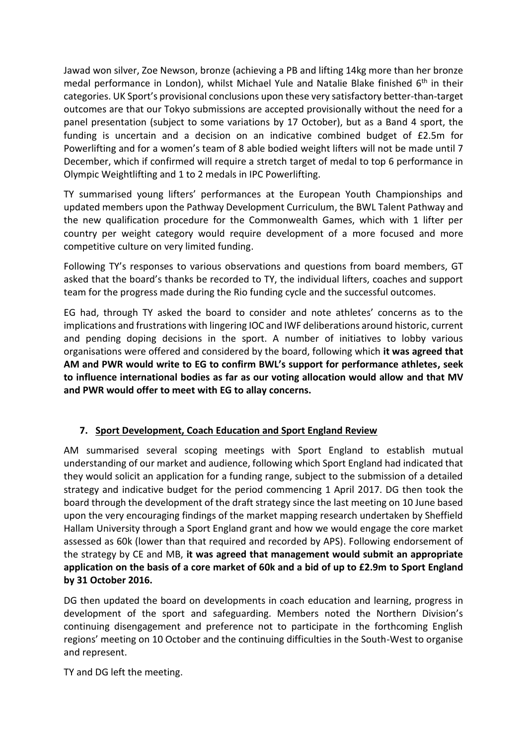Jawad won silver, Zoe Newson, bronze (achieving a PB and lifting 14kg more than her bronze medal performance in London), whilst Michael Yule and Natalie Blake finished 6th in their categories. UK Sport's provisional conclusions upon these very satisfactory better-than-target outcomes are that our Tokyo submissions are accepted provisionally without the need for a panel presentation (subject to some variations by 17 October), but as a Band 4 sport, the funding is uncertain and a decision on an indicative combined budget of £2.5m for Powerlifting and for a women's team of 8 able bodied weight lifters will not be made until 7 December, which if confirmed will require a stretch target of medal to top 6 performance in Olympic Weightlifting and 1 to 2 medals in IPC Powerlifting.

TY summarised young lifters' performances at the European Youth Championships and updated members upon the Pathway Development Curriculum, the BWL Talent Pathway and the new qualification procedure for the Commonwealth Games, which with 1 lifter per country per weight category would require development of a more focused and more competitive culture on very limited funding.

Following TY's responses to various observations and questions from board members, GT asked that the board's thanks be recorded to TY, the individual lifters, coaches and support team for the progress made during the Rio funding cycle and the successful outcomes.

EG had, through TY asked the board to consider and note athletes' concerns as to the implications and frustrations with lingering IOC and IWF deliberations around historic, current and pending doping decisions in the sport. A number of initiatives to lobby various organisations were offered and considered by the board, following which **it was agreed that AM and PWR would write to EG to confirm BWL's support for performance athletes, seek to influence international bodies as far as our voting allocation would allow and that MV and PWR would offer to meet with EG to allay concerns.**

## 7. Sport Development, Coach Education and Sport England Review

AM summarised several scoping meetings with Sport England to establish mutual understanding of our market and audience, following which Sport England had indicated that they would solicit an application for a funding range, subject to the submission of a detailed strategy and indicative budget for the period commencing 1 April 2017. DG then took the board through the development of the draft strategy since the last meeting on 10 June based upon the very encouraging findings of the market mapping research undertaken by Sheffield Hallam University through a Sport England grant and how we would engage the core market assessed as 60k (lower than that required and recorded by APS). Following endorsement of the strategy by CE and MB, **it was agreed that management would submit an appropriate application on the basis of a core market of 60k and a bid of up to £2.9m to Sport England by 31 October 2016.**

DG then updated the board on developments in coach education and learning, progress in development of the sport and safeguarding. Members noted the Northern Division's continuing disengagement and preference not to participate in the forthcoming English regions' meeting on 10 October and the continuing difficulties in the South-West to organise and represent.

TY and DG left the meeting.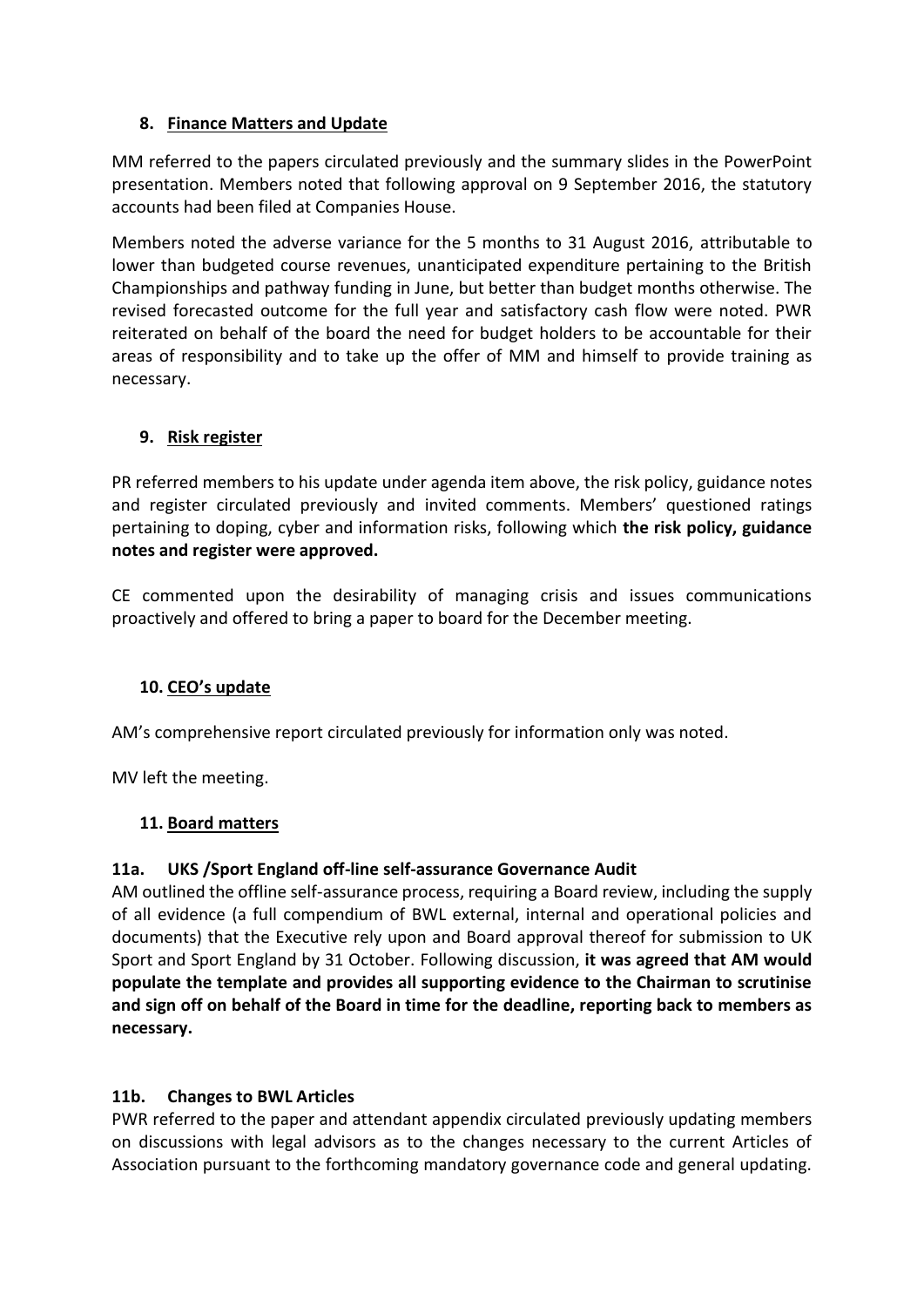## 8. Finance Matters and Update

MM referred to the papers circulated previously and the summary slides in the PowerPoint presentation. Members noted that following approval on 9 September 2016, the statutory accounts had been filed at Companies House.

Members noted the adverse variance for the 5 months to 31 August 2016, attributable to lower than budgeted course revenues, unanticipated expenditure pertaining to the British Championships and pathway funding in June, but better than budget months otherwise. The revised forecasted outcome for the full year and satisfactory cash flow were noted. PWR reiterated on behalf of the board the need for budget holders to be accountable for their areas of responsibility and to take up the offer of MM and himself to provide training as necessary.

## 9. Risk register

PR referred members to his update under agenda item above, the risk policy, guidance notes and register circulated previously and invited comments. Members' questioned ratings pertaining to doping, cyber and information risks, following which **the risk policy, guidance notes and register were approved.**

CE commented upon the desirability of managing crisis and issues communications proactively and offered to bring a paper to board for the December meeting.

## 10. CEO's update

AM's comprehensive report circulated previously for information only was noted.

MV left the meeting.

## 11. Board matters

### 11a. UKS /Sport England off-line self-assurance Governance Audit

AM outlined the offline self-assurance process, requiring a Board review, including the supply of all evidence (a full compendium of BWL external, internal and operational policies and documents) that the Executive rely upon and Board approval thereof for submission to UK Sport and Sport England by 31 October. Following discussion, **it was agreed that AM would populate the template and provides all supporting evidence to the Chairman to scrutinise and sign off on behalf of the Board in time for the deadline, reporting back to members as necessary.**

### 11b. Changes to BWL Articles

PWR referred to the paper and attendant appendix circulated previously updating members on discussions with legal advisors as to the changes necessary to the current Articles of Association pursuant to the forthcoming mandatory governance code and general updating.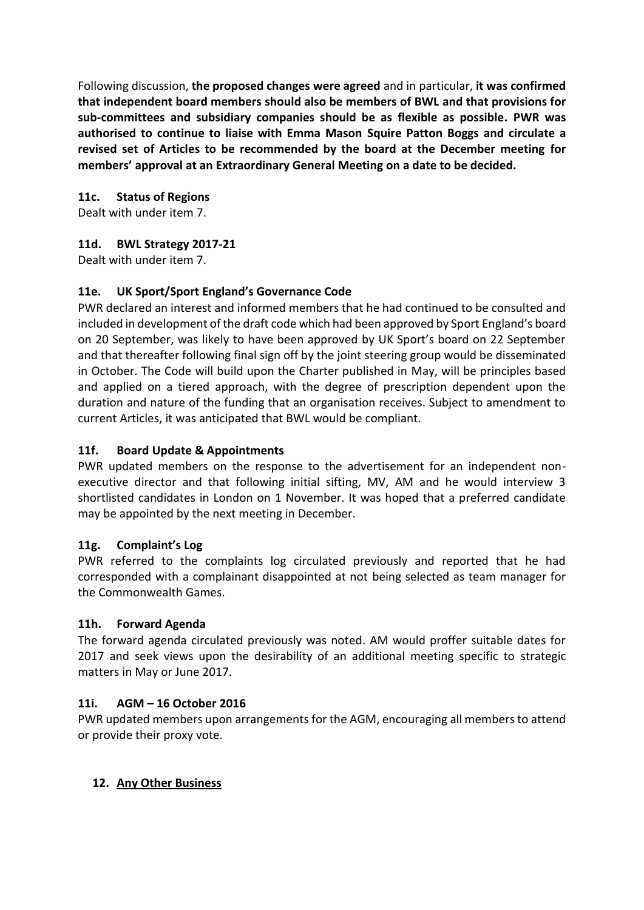Following discussion, **the proposed changes were agreed** and in particular, **it was confirmed that independent board members should also be members of BWL and that provisions for sub-committees and subsidiary companies should be as flexible as possible. PWR was authorised to continue to liaise with Emma Mason Squire Patton Boggs and circulate a revised set of Articles to be recommended by the board at the December meeting for members' approval at an Extraordinary General Meeting on a date to be decided.**

### 11c. Status of Regions

Dealt with under item 7.

### 11d. BWL Strategy 2017-21

Dealt with under item 7.

### 11e. UK Sport/Sport England's Governance Code

PWR declared an interest and informed members that he had continued to be consulted and included in development of the draft code which had been approved by Sport England's board on 20 September, was likely to have been approved by UK Sport's board on 22 September and that thereafter following final sign off by the joint steering group would be disseminated in October. The Code will build upon the Charter published in May, will be principles based and applied on a tiered approach, with the degree of prescription dependent upon the duration and nature of the funding that an organisation receives. Subject to amendment to current Articles, it was anticipated that BWL would be compliant.

### 11f. Board Update & Appointments

PWR updated members on the response to the advertisement for an independent non-executive director and that following initial sifting, MV, AM and he would interview 3 shortlisted candidates in London on 1 November. It was hoped that a preferred candidate may be appointed by the next meeting in December.

### 11g. Complaint's Log

PWR referred to the complaints log circulated previously and reported that he had corresponded with a complainant disappointed at not being selected as team manager for the Commonwealth Games.

### 11h. Forward Agenda

The forward agenda circulated previously was noted. AM would proffer suitable dates for 2017 and seek views upon the desirability of an additional meeting specific to strategic matters in May or June 2017.

### 11i. AGM – 16 October 2016

PWR updated members upon arrangements for the AGM, encouraging all members to attend or provide their proxy vote.

## 12. <u>Any Other Business</u>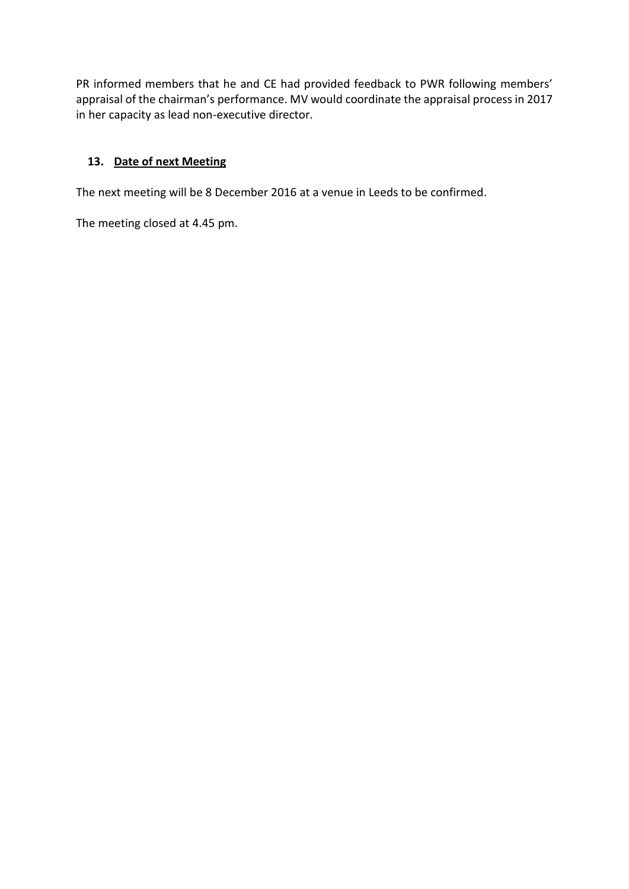PR informed members that he and CE had provided feedback to PWR following members' appraisal of the chairman's performance. MV would coordinate the appraisal process in 2017 in her capacity as lead non-executive director.

## 13. Date of next Meeting

The next meeting will be 8 December 2016 at a venue in Leeds to be confirmed.

The meeting closed at 4.45 pm.